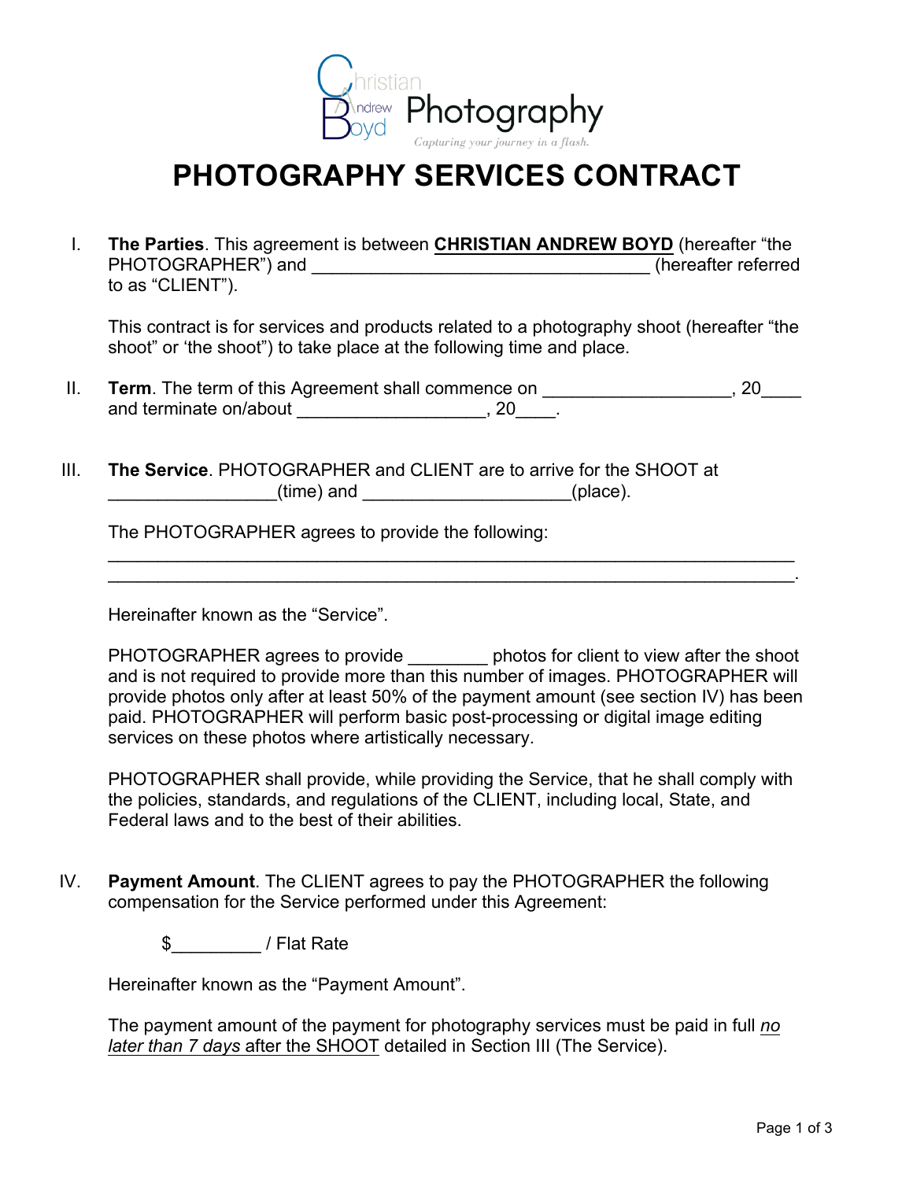Christian Andrew Boyd Photography

*Capturing your journey in a flash.*

# PHOTOGRAPHY SERVICES CONTRACT

I. **The Parties**. This agreement is between **CHRISTIAN ANDREW BOYD** (hereafter "the PHOTOGRAPHER") and __________________________________ (hereafter referred to as "CLIENT").

This contract is for services and products related to a photography shoot (hereafter "the shoot" or 'the shoot") to take place at the following time and place.

II. **Term**. The term of this Agreement shall commence on ___________________, 20____ and terminate on/about ___________________, 20____.

III. **The Service**. PHOTOGRAPHER and CLIENT are to arrive for the SHOOT at _________________(time) and _____________________(place).

The PHOTOGRAPHER agrees to provide the following:
_____________________________________________________________________
_____________________________________________________________________.

Hereinafter known as the "Service".

PHOTOGRAPHER agrees to provide ________ photos for client to view after the shoot and is not required to provide more than this number of images. PHOTOGRAPHER will provide photos only after at least 50% of the payment amount (see section IV) has been paid. PHOTOGRAPHER will perform basic post-processing or digital image editing services on these photos where artistically necessary.

PHOTOGRAPHER shall provide, while providing the Service, that he shall comply with the policies, standards, and regulations of the CLIENT, including local, State, and Federal laws and to the best of their abilities.

IV. **Payment Amount**. The CLIENT agrees to pay the PHOTOGRAPHER the following compensation for the Service performed under this Agreement:

$_________ / Flat Rate

Hereinafter known as the "Payment Amount".

The payment amount of the payment for photography services must be paid in full *no later than 7 days* after the SHOOT detailed in Section III (The Service).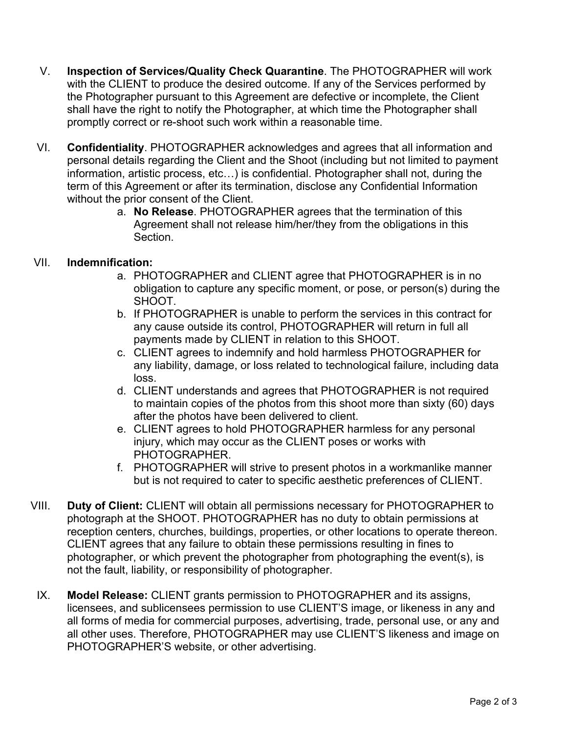V. **Inspection of Services/Quality Check Quarantine**. The PHOTOGRAPHER will work with the CLIENT to produce the desired outcome. If any of the Services performed by the Photographer pursuant to this Agreement are defective or incomplete, the Client shall have the right to notify the Photographer, at which time the Photographer shall promptly correct or re-shoot such work within a reasonable time.

VI. **Confidentiality**. PHOTOGRAPHER acknowledges and agrees that all information and personal details regarding the Client and the Shoot (including but not limited to payment information, artistic process, etc…) is confidential. Photographer shall not, during the term of this Agreement or after its termination, disclose any Confidential Information without the prior consent of the Client.

   a. **No Release**. PHOTOGRAPHER agrees that the termination of this Agreement shall not release him/her/they from the obligations in this Section.

VII. **Indemnification:**

   a. PHOTOGRAPHER and CLIENT agree that PHOTOGRAPHER is in no obligation to capture any specific moment, or pose, or person(s) during the SHOOT.
   b. If PHOTOGRAPHER is unable to perform the services in this contract for any cause outside its control, PHOTOGRAPHER will return in full all payments made by CLIENT in relation to this SHOOT.
   c. CLIENT agrees to indemnify and hold harmless PHOTOGRAPHER for any liability, damage, or loss related to technological failure, including data loss.
   d. CLIENT understands and agrees that PHOTOGRAPHER is not required to maintain copies of the photos from this shoot more than sixty (60) days after the photos have been delivered to client.
   e. CLIENT agrees to hold PHOTOGRAPHER harmless for any personal injury, which may occur as the CLIENT poses or works with PHOTOGRAPHER.
   f. PHOTOGRAPHER will strive to present photos in a workmanlike manner but is not required to cater to specific aesthetic preferences of CLIENT.

VIII. **Duty of Client:** CLIENT will obtain all permissions necessary for PHOTOGRAPHER to photograph at the SHOOT. PHOTOGRAPHER has no duty to obtain permissions at reception centers, churches, buildings, properties, or other locations to operate thereon. CLIENT agrees that any failure to obtain these permissions resulting in fines to photographer, or which prevent the photographer from photographing the event(s), is not the fault, liability, or responsibility of photographer.

IX. **Model Release:** CLIENT grants permission to PHOTOGRAPHER and its assigns, licensees, and sublicensees permission to use CLIENT'S image, or likeness in any and all forms of media for commercial purposes, advertising, trade, personal use, or any and all other uses. Therefore, PHOTOGRAPHER may use CLIENT'S likeness and image on PHOTOGRAPHER'S website, or other advertising.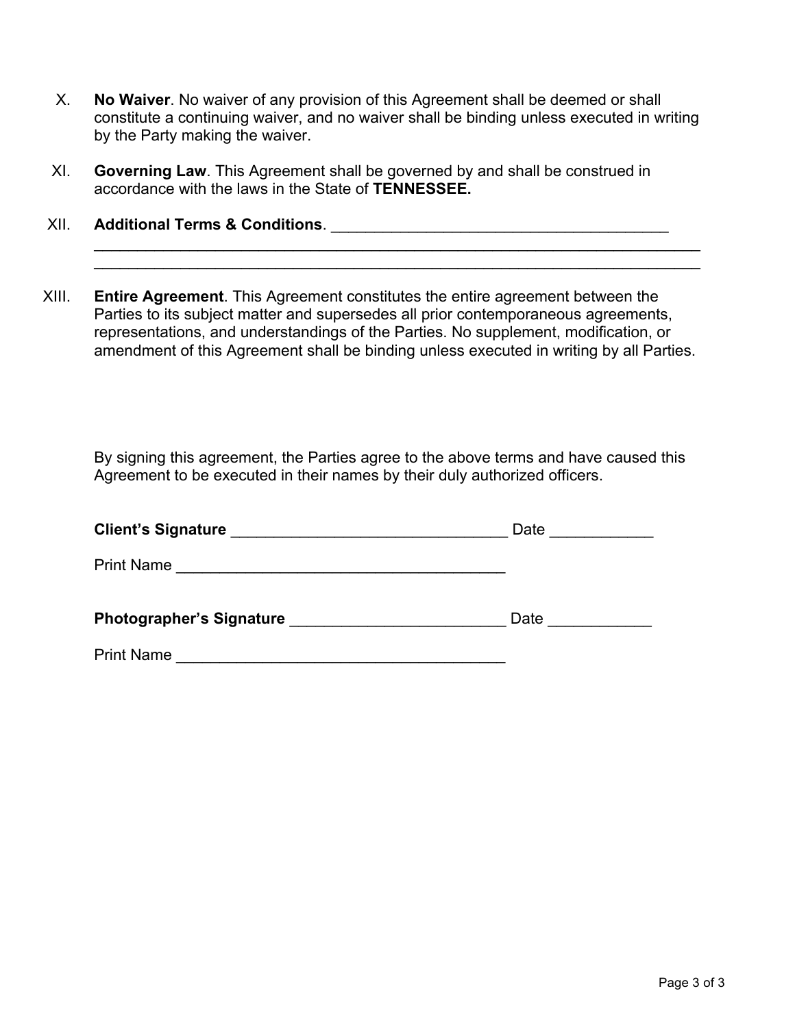X. **No Waiver**. No waiver of any provision of this Agreement shall be deemed or shall constitute a continuing waiver, and no waiver shall be binding unless executed in writing by the Party making the waiver.

XI. **Governing Law**. This Agreement shall be governed by and shall be construed in accordance with the laws in the State of **TENNESSEE.**

XII. **Additional Terms & Conditions**. ________________________________________
__________________________________________________________________________
__________________________________________________________________________

XIII. **Entire Agreement**. This Agreement constitutes the entire agreement between the Parties to its subject matter and supersedes all prior contemporaneous agreements, representations, and understandings of the Parties. No supplement, modification, or amendment of this Agreement shall be binding unless executed in writing by all Parties.

By signing this agreement, the Parties agree to the above terms and have caused this Agreement to be executed in their names by their duly authorized officers.

**Client's Signature** _________________________________ Date ____________

Print Name ______________________________________

**Photographer's Signature** _________________________ Date ____________

Print Name ______________________________________